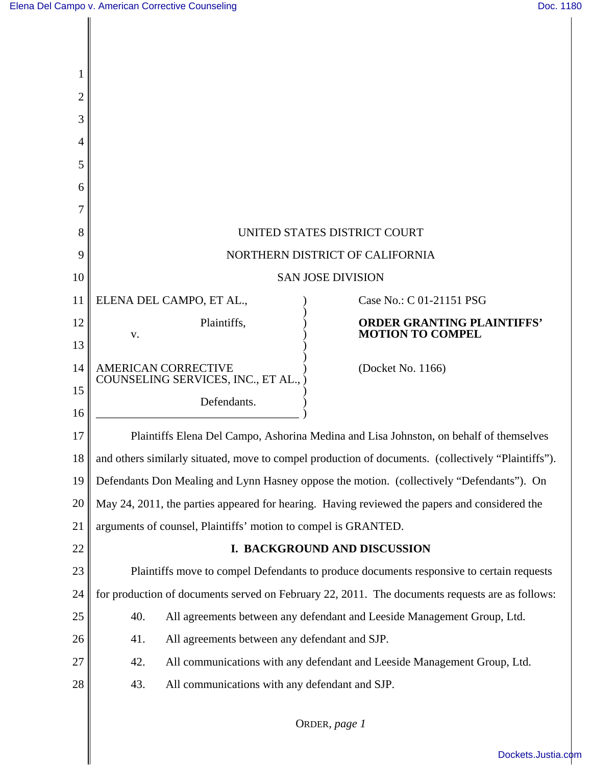UNITED STATES DISTRICT COURT

NORTHERN DISTRICT OF CALIFORNIA

SAN JOSE DIVISION

ELENA DEL CAMPO, ET AL.,

Plaintiffs,

v.

AMERICAN CORRECTIVE COUNSELING SERVICES, INC., ET AL.,

Defendants.

Case No.: C 01-21151 PSG

**ORDER GRANTING PLAINTIFFS' MOTION TO COMPEL**

(Docket No. 1166)

Plaintiffs Elena Del Campo, Ashorina Medina and Lisa Johnston, on behalf of themselves and others similarly situated, move to compel production of documents. (collectively "Plaintiffs"). Defendants Don Mealing and Lynn Hasney oppose the motion. (collectively "Defendants"). On May 24, 2011, the parties appeared for hearing. Having reviewed the papers and considered the arguments of counsel, Plaintiffs' motion to compel is GRANTED.

## I. BACKGROUND AND DISCUSSION

Plaintiffs move to compel Defendants to produce documents responsive to certain requests for production of documents served on February 22, 2011. The documents requests are as follows:

40. All agreements between any defendant and Leeside Management Group, Ltd.
41. All agreements between any defendant and SJP.
42. All communications with any defendant and Leeside Management Group, Ltd.
43. All communications with any defendant and SJP.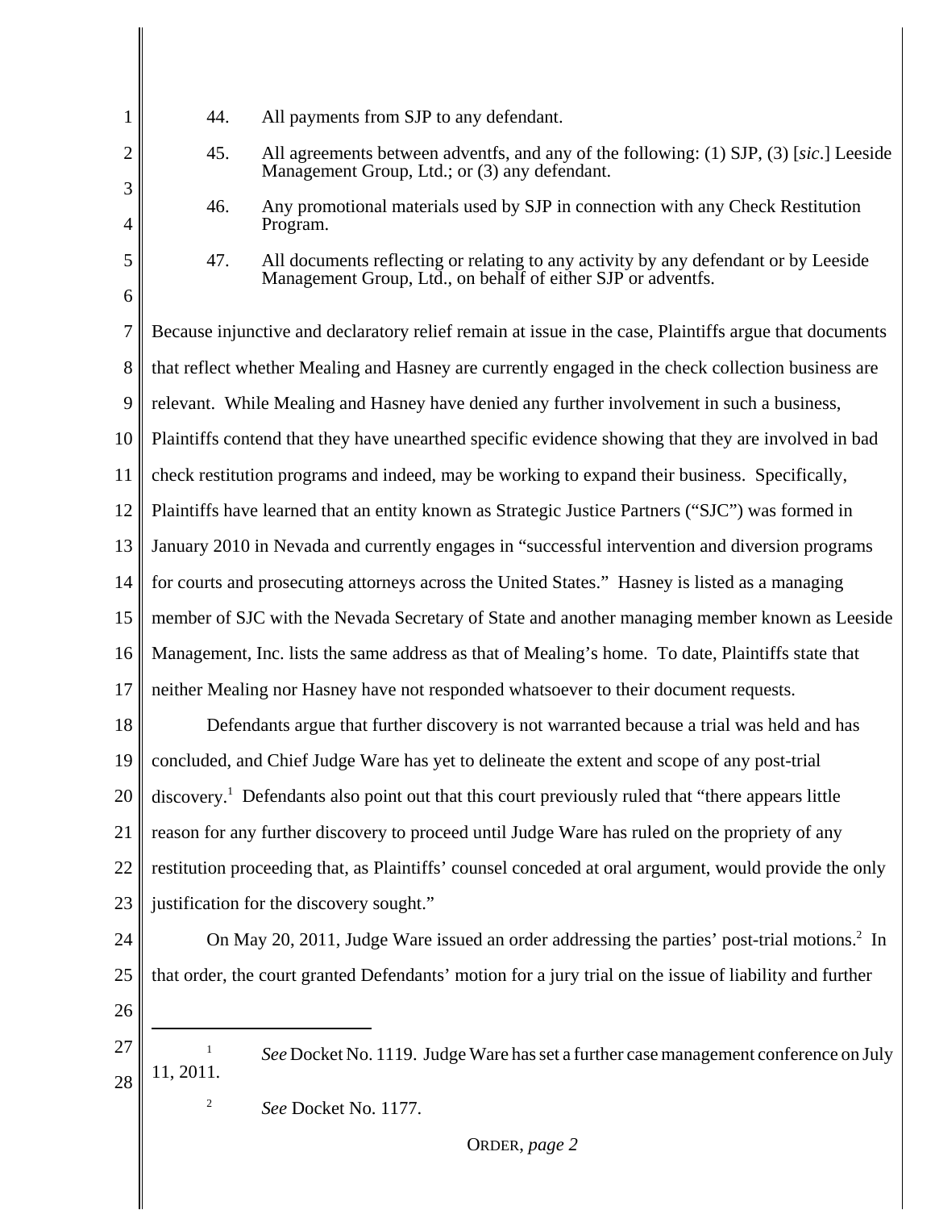44. All payments from SJP to any defendant.

45. All agreements between adventfs, and any of the following: (1) SJP, (3) [*sic*.] Leeside Management Group, Ltd.; or (3) any defendant.

46. Any promotional materials used by SJP in connection with any Check Restitution Program.

47. All documents reflecting or relating to any activity by any defendant or by Leeside Management Group, Ltd., on behalf of either SJP or adventfs.

Because injunctive and declaratory relief remain at issue in the case, Plaintiffs argue that documents that reflect whether Mealing and Hasney are currently engaged in the check collection business are relevant. While Mealing and Hasney have denied any further involvement in such a business, Plaintiffs contend that they have unearthed specific evidence showing that they are involved in bad check restitution programs and indeed, may be working to expand their business. Specifically, Plaintiffs have learned that an entity known as Strategic Justice Partners ("SJC") was formed in January 2010 in Nevada and currently engages in "successful intervention and diversion programs for courts and prosecuting attorneys across the United States." Hasney is listed as a managing member of SJC with the Nevada Secretary of State and another managing member known as Leeside Management, Inc. lists the same address as that of Mealing's home. To date, Plaintiffs state that neither Mealing nor Hasney have not responded whatsoever to their document requests.

Defendants argue that further discovery is not warranted because a trial was held and has concluded, and Chief Judge Ware has yet to delineate the extent and scope of any post-trial discovery.[1] Defendants also point out that this court previously ruled that "there appears little reason for any further discovery to proceed until Judge Ware has ruled on the propriety of any restitution proceeding that, as Plaintiffs' counsel conceded at oral argument, would provide the only justification for the discovery sought."

On May 20, 2011, Judge Ware issued an order addressing the parties' post-trial motions.[2] In that order, the court granted Defendants' motion for a jury trial on the issue of liability and further

---

[1] *See* Docket No. 1119. Judge Ware has set a further case management conference on July 11, 2011.

[2] *See* Docket No. 1177.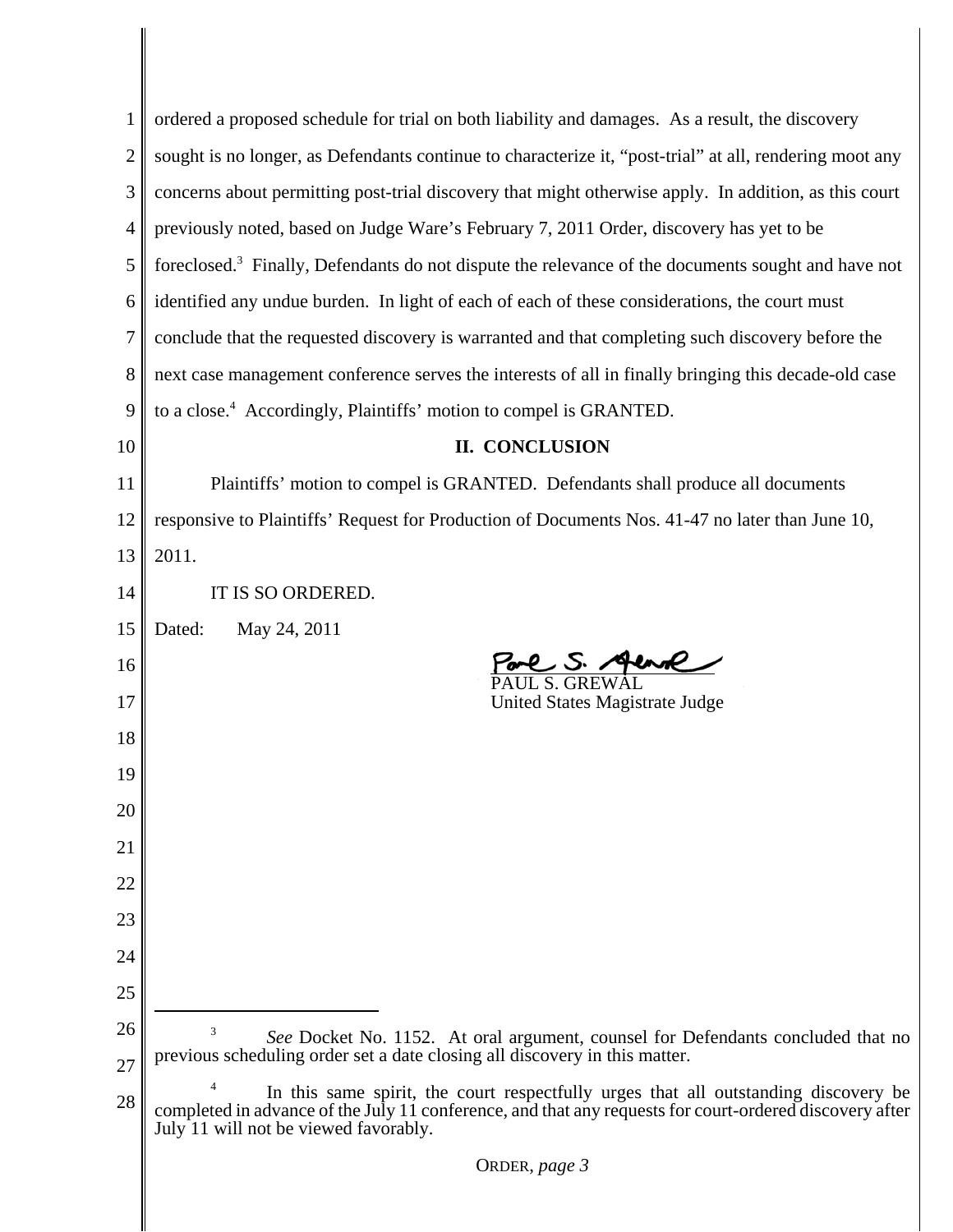ordered a proposed schedule for trial on both liability and damages. As a result, the discovery sought is no longer, as Defendants continue to characterize it, "post-trial" at all, rendering moot any concerns about permitting post-trial discovery that might otherwise apply. In addition, as this court previously noted, based on Judge Ware's February 7, 2011 Order, discovery has yet to be foreclosed.[3] Finally, Defendants do not dispute the relevance of the documents sought and have not identified any undue burden. In light of each of each of these considerations, the court must conclude that the requested discovery is warranted and that completing such discovery before the next case management conference serves the interests of all in finally bringing this decade-old case to a close.[4] Accordingly, Plaintiffs' motion to compel is GRANTED.

## II. CONCLUSION

Plaintiffs' motion to compel is GRANTED. Defendants shall produce all documents responsive to Plaintiffs' Request for Production of Documents Nos. 41-47 no later than June 10, 2011.

IT IS SO ORDERED.

Dated: May 24, 2011

PAUL S. GREWAL
United States Magistrate Judge

---

[3] *See* Docket No. 1152. At oral argument, counsel for Defendants concluded that no previous scheduling order set a date closing all discovery in this matter.

[4] In this same spirit, the court respectfully urges that all outstanding discovery be completed in advance of the July 11 conference, and that any requests for court-ordered discovery after July 11 will not be viewed favorably.